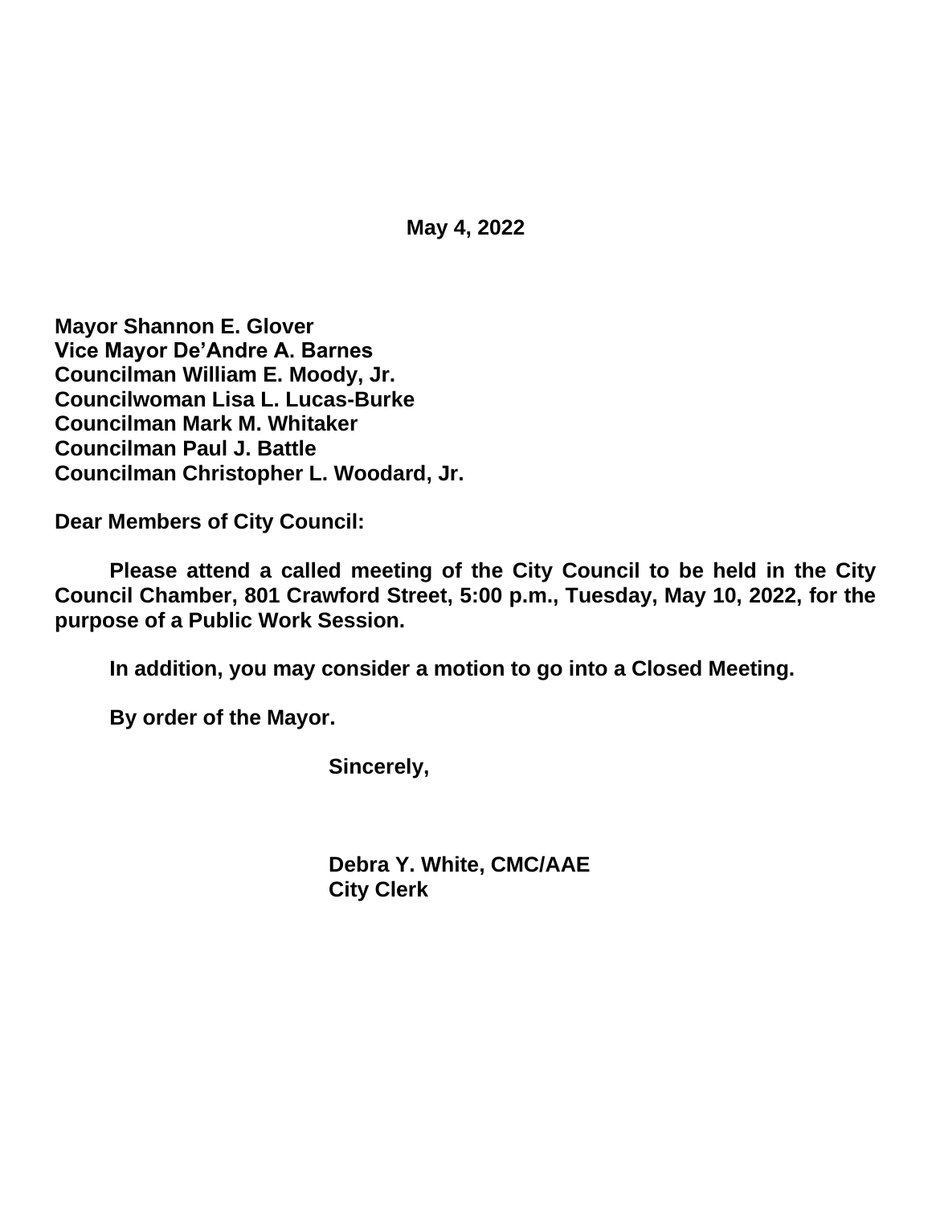**May 4, 2022**

**Mayor Shannon E. Glover**
**Vice Mayor De'Andre A. Barnes**
**Councilman William E. Moody, Jr.**
**Councilwoman Lisa L. Lucas-Burke**
**Councilman Mark M. Whitaker**
**Councilman Paul J. Battle**
**Councilman Christopher L. Woodard, Jr.**

**Dear Members of City Council:**

**Please attend a called meeting of the City Council to be held in the City Council Chamber, 801 Crawford Street, 5:00 p.m., Tuesday, May 10, 2022, for the purpose of a Public Work Session.**

**In addition, you may consider a motion to go into a Closed Meeting.**

**By order of the Mayor.**

**Sincerely,**

**Debra Y. White, CMC/AAE**
**City Clerk**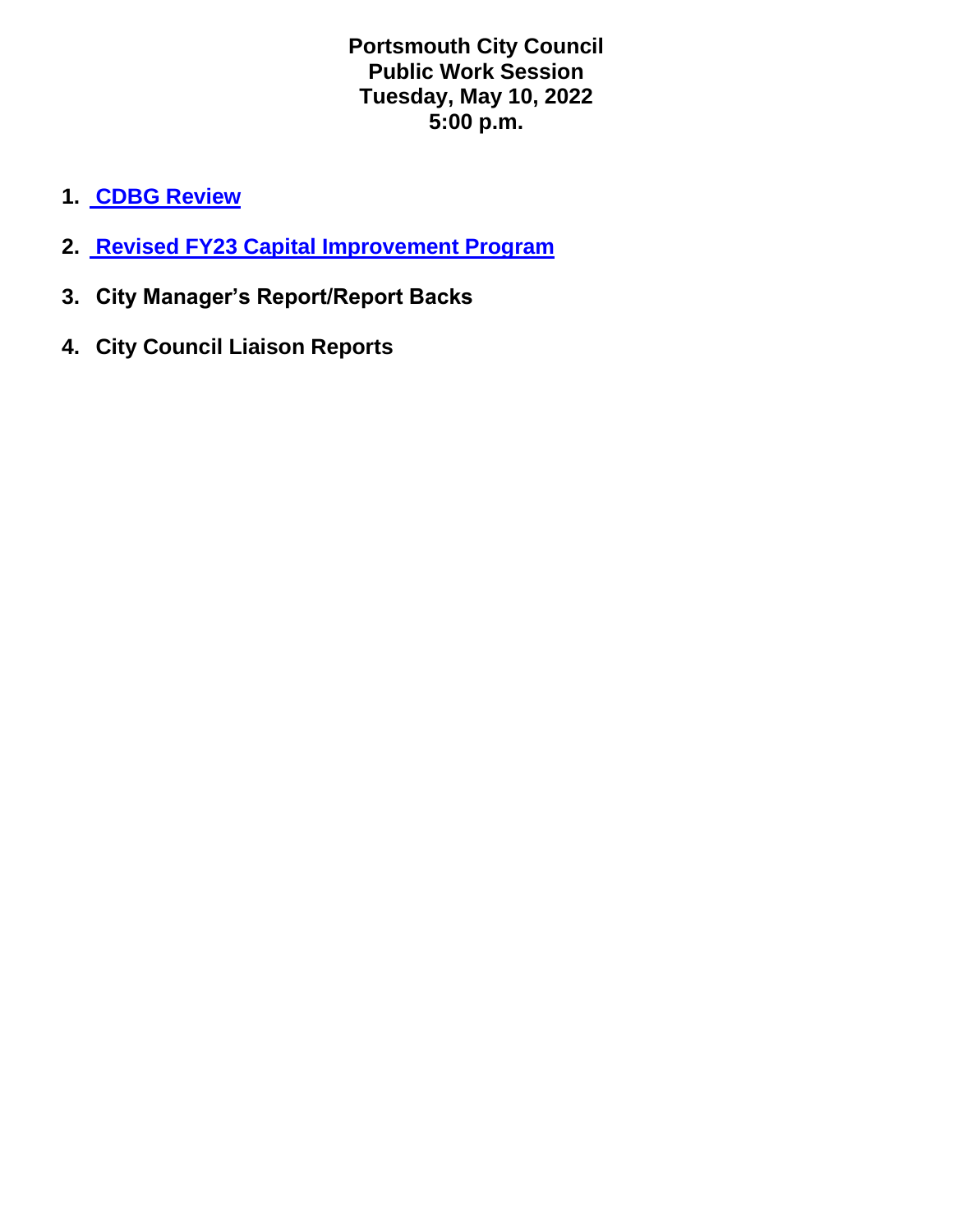# Portsmouth City Council
# Public Work Session
# Tuesday, May 10, 2022
# 5:00 p.m.

1. **CDBG Review**
2. **Revised FY23 Capital Improvement Program**
3. **City Manager's Report/Report Backs**
4. **City Council Liaison Reports**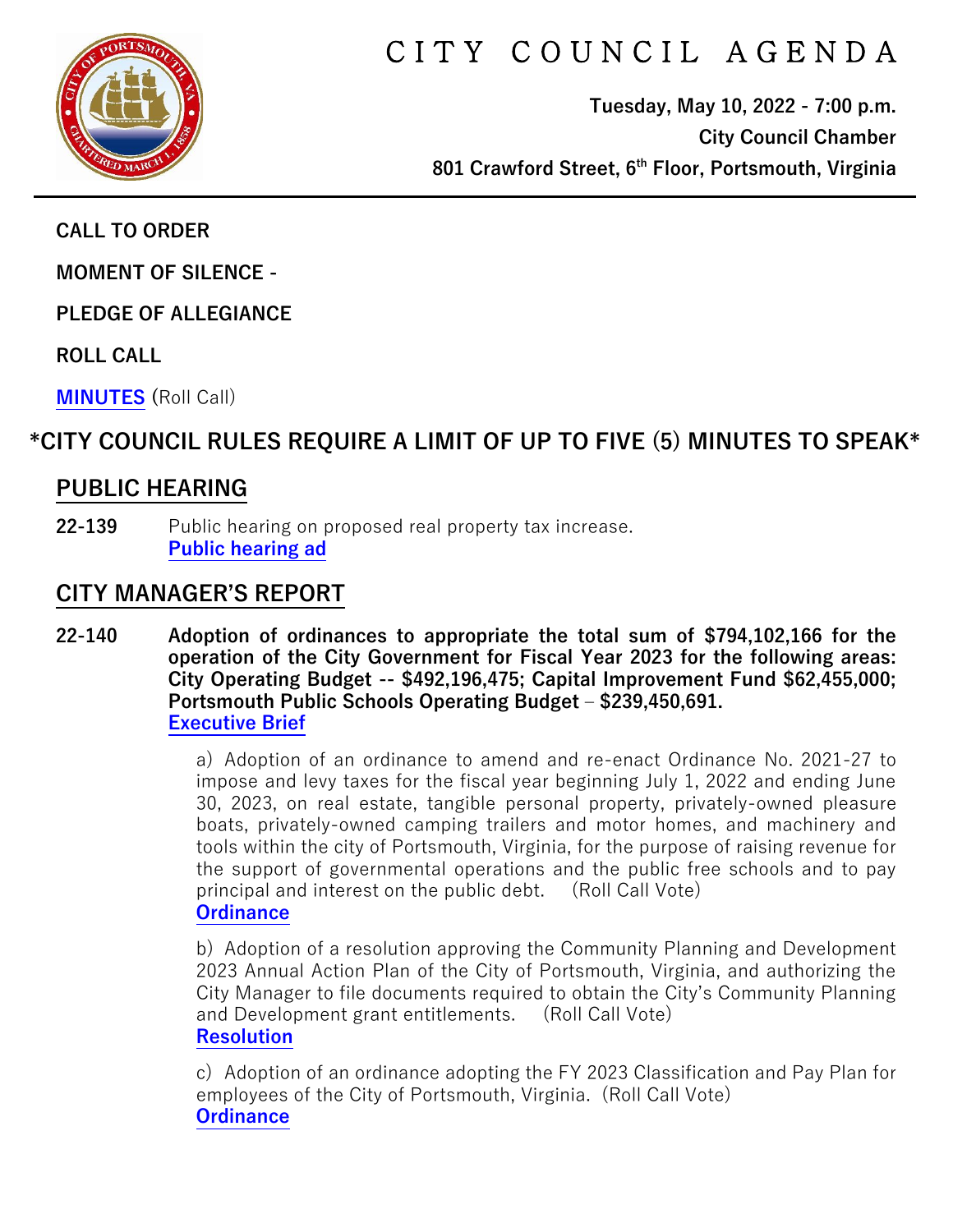# CITY COUNCIL AGENDA

**Tuesday, May 10, 2022 - 7:00 p.m.**
**City Council Chamber**
**801 Crawford Street, 6th Floor, Portsmouth, Virginia**

---

**CALL TO ORDER**

**MOMENT OF SILENCE -**

**PLEDGE OF ALLEGIANCE**

**ROLL CALL**

**MINUTES** (Roll Call)

## *CITY COUNCIL RULES REQUIRE A LIMIT OF UP TO FIVE (5) MINUTES TO SPEAK*

## PUBLIC HEARING

**22-139** Public hearing on proposed real property tax increase.
**Public hearing ad**

## CITY MANAGER'S REPORT

**22-140 Adoption of ordinances to appropriate the total sum of $794,102,166 for the operation of the City Government for Fiscal Year 2023 for the following areas: City Operating Budget -- $492,196,475; Capital Improvement Fund $62,455,000; Portsmouth Public Schools Operating Budget – $239,450,691.**
**Executive Brief**

a) Adoption of an ordinance to amend and re-enact Ordinance No. 2021-27 to impose and levy taxes for the fiscal year beginning July 1, 2022 and ending June 30, 2023, on real estate, tangible personal property, privately-owned pleasure boats, privately-owned camping trailers and motor homes, and machinery and tools within the city of Portsmouth, Virginia, for the purpose of raising revenue for the support of governmental operations and the public free schools and to pay principal and interest on the public debt. (Roll Call Vote)
**Ordinance**

b) Adoption of a resolution approving the Community Planning and Development 2023 Annual Action Plan of the City of Portsmouth, Virginia, and authorizing the City Manager to file documents required to obtain the City's Community Planning and Development grant entitlements. (Roll Call Vote)
**Resolution**

c) Adoption of an ordinance adopting the FY 2023 Classification and Pay Plan for employees of the City of Portsmouth, Virginia. (Roll Call Vote)
**Ordinance**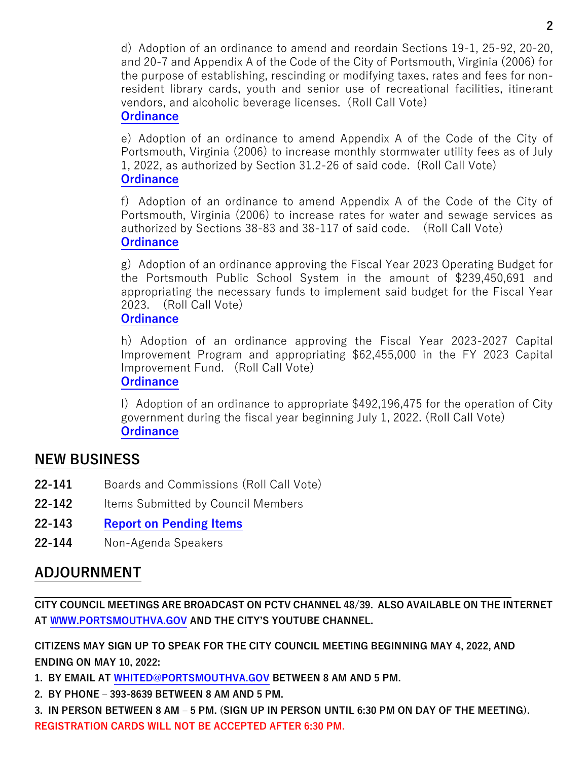d) Adoption of an ordinance to amend and reordain Sections 19-1, 25-92, 20-20, and 20-7 and Appendix A of the Code of the City of Portsmouth, Virginia (2006) for the purpose of establishing, rescinding or modifying taxes, rates and fees for non-resident library cards, youth and senior use of recreational facilities, itinerant vendors, and alcoholic beverage licenses. (Roll Call Vote)
**Ordinance**

e) Adoption of an ordinance to amend Appendix A of the Code of the City of Portsmouth, Virginia (2006) to increase monthly stormwater utility fees as of July 1, 2022, as authorized by Section 31.2-26 of said code. (Roll Call Vote)
**Ordinance**

f) Adoption of an ordinance to amend Appendix A of the Code of the City of Portsmouth, Virginia (2006) to increase rates for water and sewage services as authorized by Sections 38-83 and 38-117 of said code. (Roll Call Vote)
**Ordinance**

g) Adoption of an ordinance approving the Fiscal Year 2023 Operating Budget for the Portsmouth Public School System in the amount of $239,450,691 and appropriating the necessary funds to implement said budget for the Fiscal Year 2023. (Roll Call Vote)
**Ordinance**

h) Adoption of an ordinance approving the Fiscal Year 2023-2027 Capital Improvement Program and appropriating $62,455,000 in the FY 2023 Capital Improvement Fund. (Roll Call Vote)
**Ordinance**

I) Adoption of an ordinance to appropriate $492,196,475 for the operation of City government during the fiscal year beginning July 1, 2022. (Roll Call Vote)
**Ordinance**

## NEW BUSINESS

**22-141** Boards and Commissions (Roll Call Vote)

**22-142** Items Submitted by Council Members

**22-143** **Report on Pending Items**

**22-144** Non-Agenda Speakers

## ADJOURNMENT

**CITY COUNCIL MEETINGS ARE BROADCAST ON PCTV CHANNEL 48/39. ALSO AVAILABLE ON THE INTERNET AT WWW.PORTSMOUTHVA.GOV AND THE CITY'S YOUTUBE CHANNEL.**

**CITIZENS MAY SIGN UP TO SPEAK FOR THE CITY COUNCIL MEETING BEGINNING MAY 4, 2022, AND ENDING ON MAY 10, 2022:**

1. **BY EMAIL AT WHITED@PORTSMOUTHVA.GOV BETWEEN 8 AM AND 5 PM.**
2. **BY PHONE – 393-8639 BETWEEN 8 AM AND 5 PM.**
3. **IN PERSON BETWEEN 8 AM – 5 PM. (SIGN UP IN PERSON UNTIL 6:30 PM ON DAY OF THE MEETING).**

**REGISTRATION CARDS WILL NOT BE ACCEPTED AFTER 6:30 PM.**